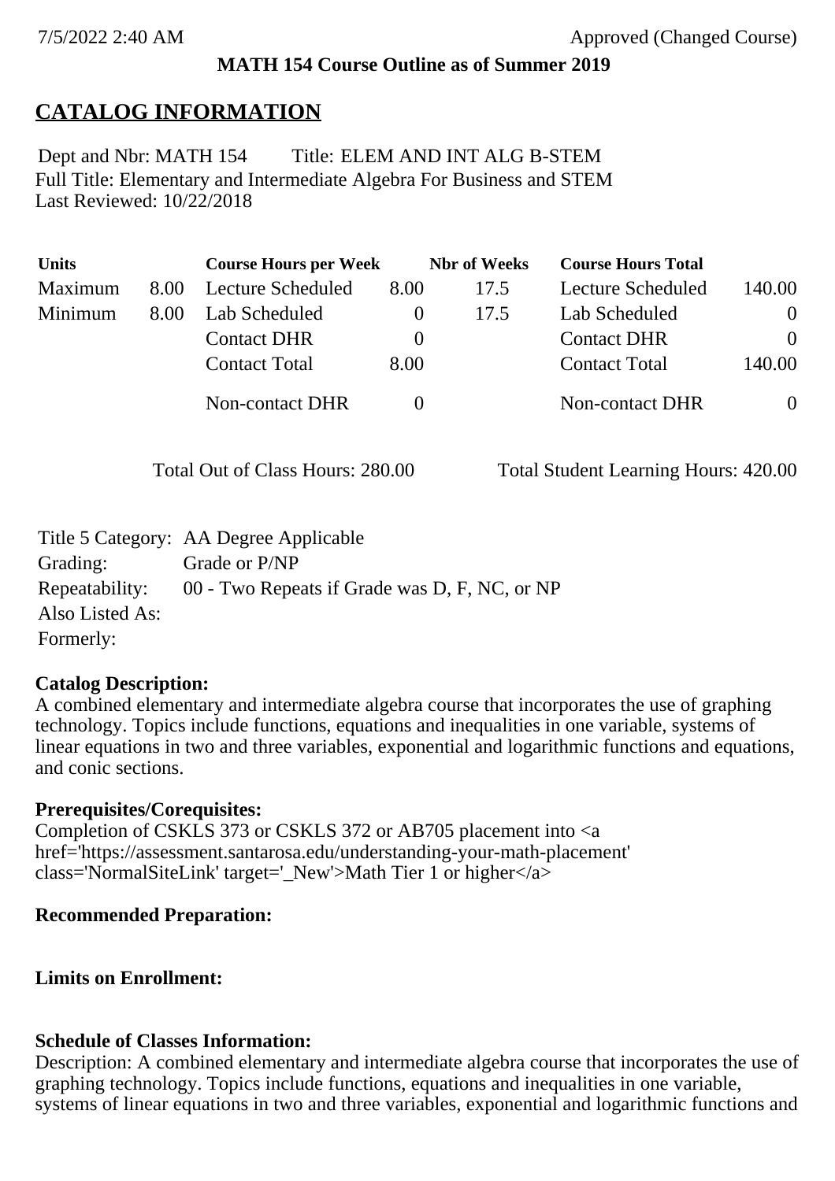**MATH 154 Course Outline as of Summer 2019**

# CATALOG INFORMATION

Dept and Nbr: MATH 154 Title: ELEM AND INT ALG B-STEM
Full Title: Elementary and Intermediate Algebra For Business and STEM
Last Reviewed: 10/22/2018

| Units | | Course Hours per Week | | Nbr of Weeks | Course Hours Total | |
|---|---|---|---|---|---|---|
| Maximum | 8.00 | Lecture Scheduled | 8.00 | 17.5 | Lecture Scheduled | 140.00 |
| Minimum | 8.00 | Lab Scheduled | 0 | 17.5 | Lab Scheduled | 0 |
| | | Contact DHR | 0 | | Contact DHR | 0 |
| | | Contact Total | 8.00 | | Contact Total | 140.00 |
| | | Non-contact DHR | 0 | | Non-contact DHR | 0 |

Total Out of Class Hours: 280.00 Total Student Learning Hours: 420.00

Title 5 Category: AA Degree Applicable
Grading: Grade or P/NP
Repeatability: 00 - Two Repeats if Grade was D, F, NC, or NP
Also Listed As:
Formerly:

**Catalog Description:**
A combined elementary and intermediate algebra course that incorporates the use of graphing technology. Topics include functions, equations and inequalities in one variable, systems of linear equations in two and three variables, exponential and logarithmic functions and equations, and conic sections.

**Prerequisites/Corequisites:**
Completion of CSKLS 373 or CSKLS 372 or AB705 placement into <a href='https://assessment.santarosa.edu/understanding-your-math-placement' class='NormalSiteLink' target='_New'>Math Tier 1 or higher</a>

**Recommended Preparation:**

**Limits on Enrollment:**

**Schedule of Classes Information:**
Description: A combined elementary and intermediate algebra course that incorporates the use of graphing technology. Topics include functions, equations and inequalities in one variable, systems of linear equations in two and three variables, exponential and logarithmic functions and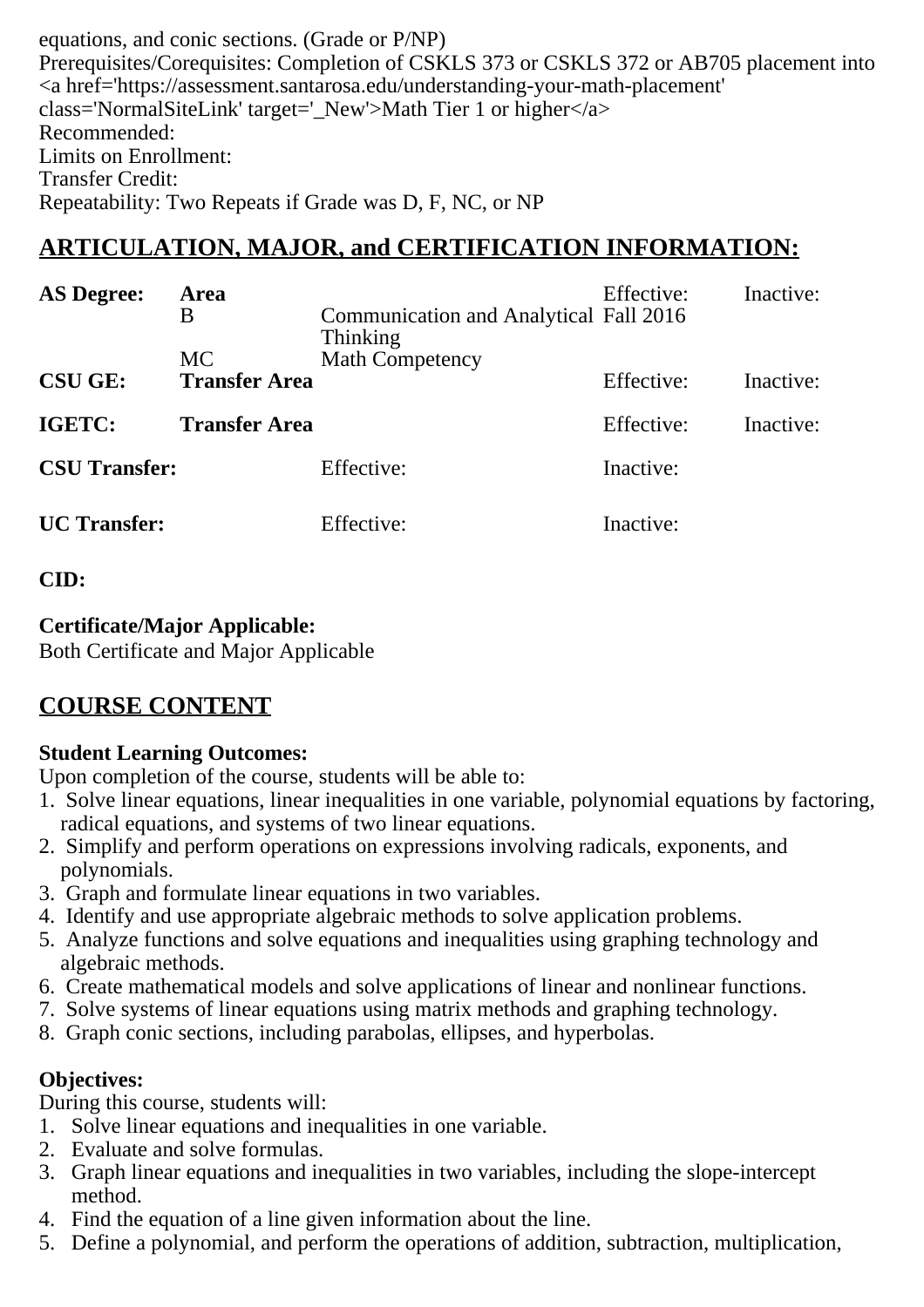equations, and conic sections. (Grade or P/NP)
Prerequisites/Corequisites: Completion of CSKLS 373 or CSKLS 372 or AB705 placement into <a href='https://assessment.santarosa.edu/understanding-your-math-placement' class='NormalSiteLink' target='_New'>Math Tier 1 or higher</a>
Recommended:
Limits on Enrollment:
Transfer Credit:
Repeatability: Two Repeats if Grade was D, F, NC, or NP

## ARTICULATION, MAJOR, and CERTIFICATION INFORMATION:

| **AS Degree:** | **Area** | | Effective: | Inactive: |
|---|---|---|---|---|
| | B | Communication and Analytical Thinking | Fall 2016 | |
| | MC | Math Competency | | |
| **CSU GE:** | **Transfer Area** | | Effective: | Inactive: |
| **IGETC:** | **Transfer Area** | | Effective: | Inactive: |

| **CSU Transfer:** | Effective: | Inactive: |
|---|---|---|
| **UC Transfer:** | Effective: | Inactive: |

**CID:**

**Certificate/Major Applicable:**
Both Certificate and Major Applicable

## COURSE CONTENT

**Student Learning Outcomes:**
Upon completion of the course, students will be able to:
1. Solve linear equations, linear inequalities in one variable, polynomial equations by factoring, radical equations, and systems of two linear equations.
2. Simplify and perform operations on expressions involving radicals, exponents, and polynomials.
3. Graph and formulate linear equations in two variables.
4. Identify and use appropriate algebraic methods to solve application problems.
5. Analyze functions and solve equations and inequalities using graphing technology and algebraic methods.
6. Create mathematical models and solve applications of linear and nonlinear functions.
7. Solve systems of linear equations using matrix methods and graphing technology.
8. Graph conic sections, including parabolas, ellipses, and hyperbolas.

**Objectives:**
During this course, students will:
1. Solve linear equations and inequalities in one variable.
2. Evaluate and solve formulas.
3. Graph linear equations and inequalities in two variables, including the slope-intercept method.
4. Find the equation of a line given information about the line.
5. Define a polynomial, and perform the operations of addition, subtraction, multiplication,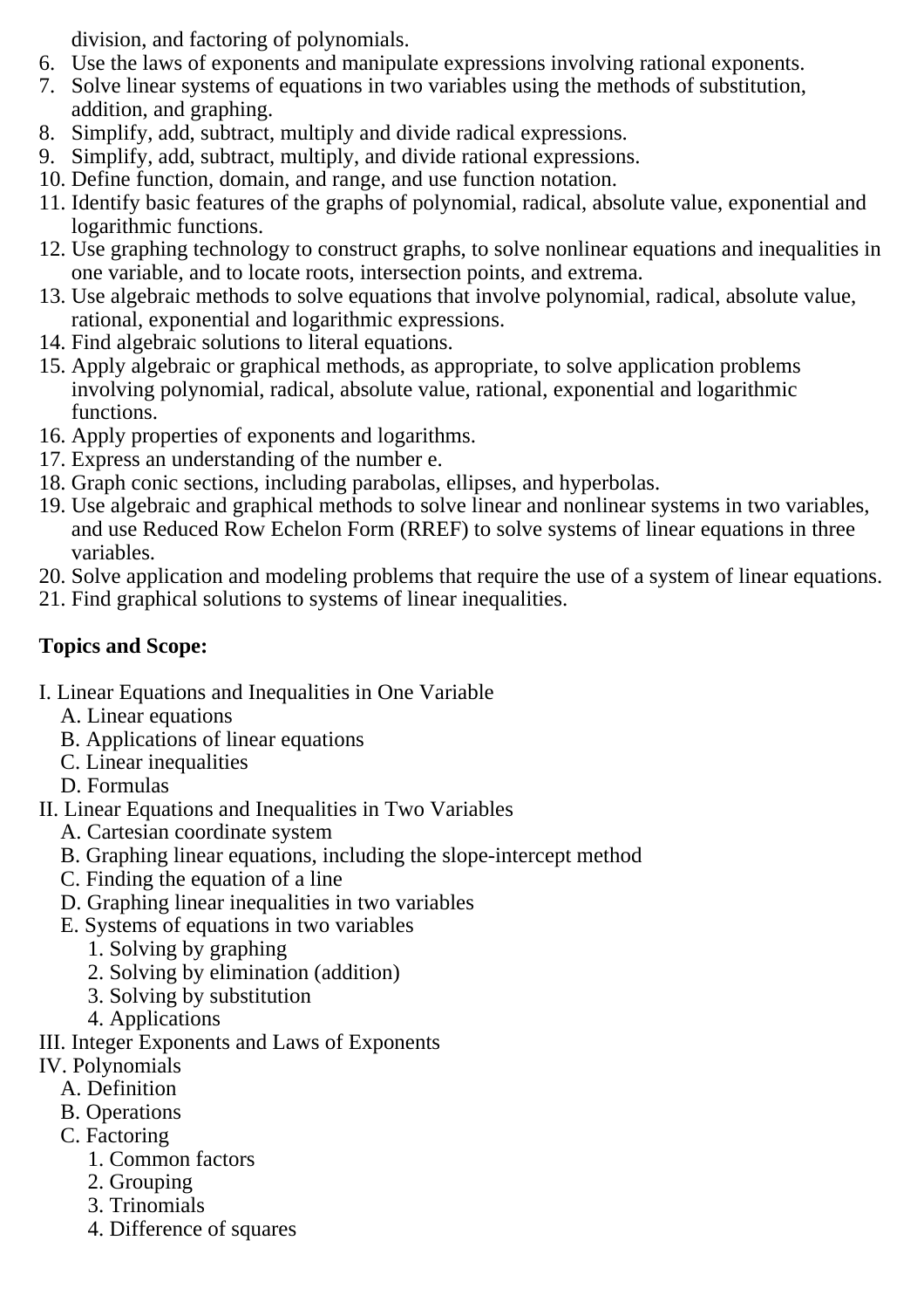division, and factoring of polynomials.
6. Use the laws of exponents and manipulate expressions involving rational exponents.
7. Solve linear systems of equations in two variables using the methods of substitution, addition, and graphing.
8. Simplify, add, subtract, multiply and divide radical expressions.
9. Simplify, add, subtract, multiply, and divide rational expressions.
10. Define function, domain, and range, and use function notation.
11. Identify basic features of the graphs of polynomial, radical, absolute value, exponential and logarithmic functions.
12. Use graphing technology to construct graphs, to solve nonlinear equations and inequalities in one variable, and to locate roots, intersection points, and extrema.
13. Use algebraic methods to solve equations that involve polynomial, radical, absolute value, rational, exponential and logarithmic expressions.
14. Find algebraic solutions to literal equations.
15. Apply algebraic or graphical methods, as appropriate, to solve application problems involving polynomial, radical, absolute value, rational, exponential and logarithmic functions.
16. Apply properties of exponents and logarithms.
17. Express an understanding of the number e.
18. Graph conic sections, including parabolas, ellipses, and hyperbolas.
19. Use algebraic and graphical methods to solve linear and nonlinear systems in two variables, and use Reduced Row Echelon Form (RREF) to solve systems of linear equations in three variables.
20. Solve application and modeling problems that require the use of a system of linear equations.
21. Find graphical solutions to systems of linear inequalities.

**Topics and Scope:**

I. Linear Equations and Inequalities in One Variable
- A. Linear equations
- B. Applications of linear equations
- C. Linear inequalities
- D. Formulas

II. Linear Equations and Inequalities in Two Variables
- A. Cartesian coordinate system
- B. Graphing linear equations, including the slope-intercept method
- C. Finding the equation of a line
- D. Graphing linear inequalities in two variables
- E. Systems of equations in two variables
    1. Solving by graphing
    2. Solving by elimination (addition)
    3. Solving by substitution
    4. Applications

III. Integer Exponents and Laws of Exponents

IV. Polynomials
- A. Definition
- B. Operations
- C. Factoring
    1. Common factors
    2. Grouping
    3. Trinomials
    4. Difference of squares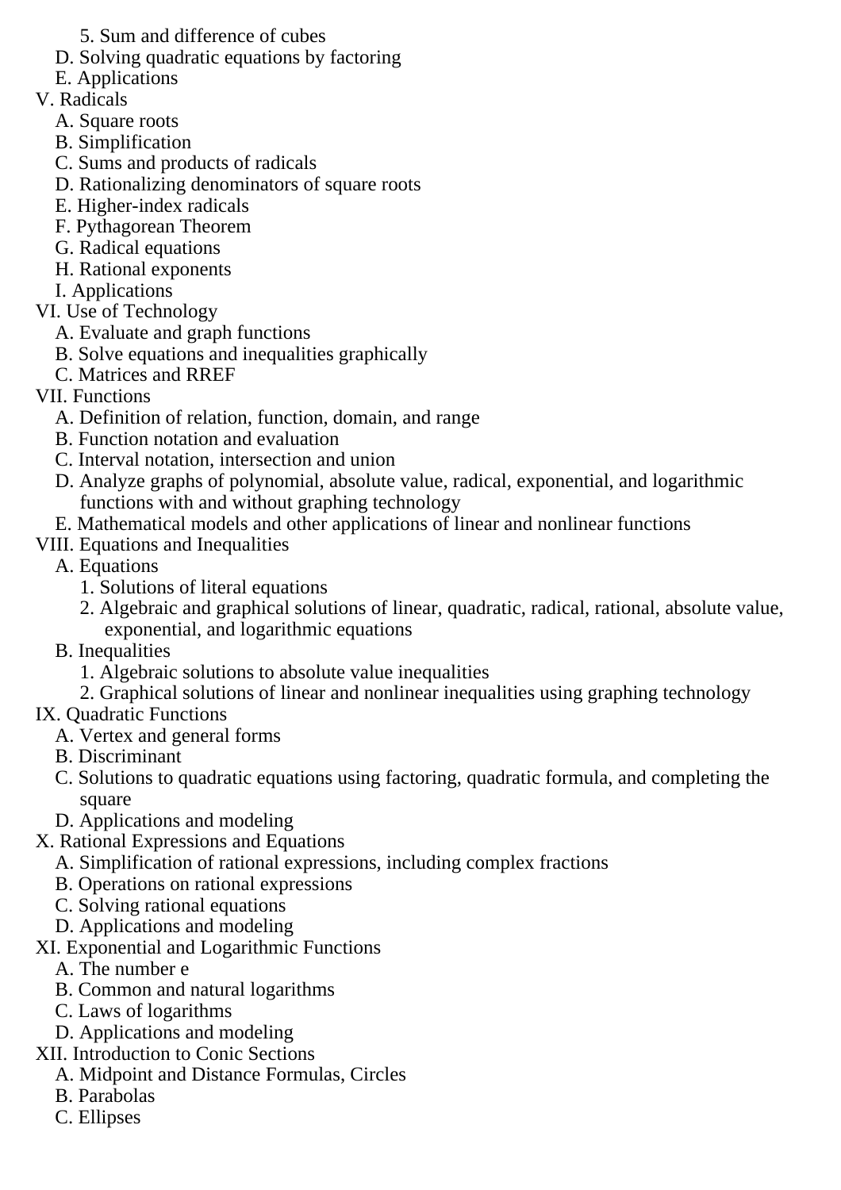5. Sum and difference of cubes
    D. Solving quadratic equations by factoring
    E. Applications

V. Radicals
    A. Square roots
    B. Simplification
    C. Sums and products of radicals
    D. Rationalizing denominators of square roots
    E. Higher-index radicals
    F. Pythagorean Theorem
    G. Radical equations
    H. Rational exponents
    I. Applications

VI. Use of Technology
    A. Evaluate and graph functions
    B. Solve equations and inequalities graphically
    C. Matrices and RREF

VII. Functions
    A. Definition of relation, function, domain, and range
    B. Function notation and evaluation
    C. Interval notation, intersection and union
    D. Analyze graphs of polynomial, absolute value, radical, exponential, and logarithmic functions with and without graphing technology
    E. Mathematical models and other applications of linear and nonlinear functions

VIII. Equations and Inequalities
    A. Equations
        1. Solutions of literal equations
        2. Algebraic and graphical solutions of linear, quadratic, radical, rational, absolute value, exponential, and logarithmic equations
    B. Inequalities
        1. Algebraic solutions to absolute value inequalities
        2. Graphical solutions of linear and nonlinear inequalities using graphing technology

IX. Quadratic Functions
    A. Vertex and general forms
    B. Discriminant
    C. Solutions to quadratic equations using factoring, quadratic formula, and completing the square
    D. Applications and modeling

X. Rational Expressions and Equations
    A. Simplification of rational expressions, including complex fractions
    B. Operations on rational expressions
    C. Solving rational equations
    D. Applications and modeling

XI. Exponential and Logarithmic Functions
    A. The number e
    B. Common and natural logarithms
    C. Laws of logarithms
    D. Applications and modeling

XII. Introduction to Conic Sections
    A. Midpoint and Distance Formulas, Circles
    B. Parabolas
    C. Ellipses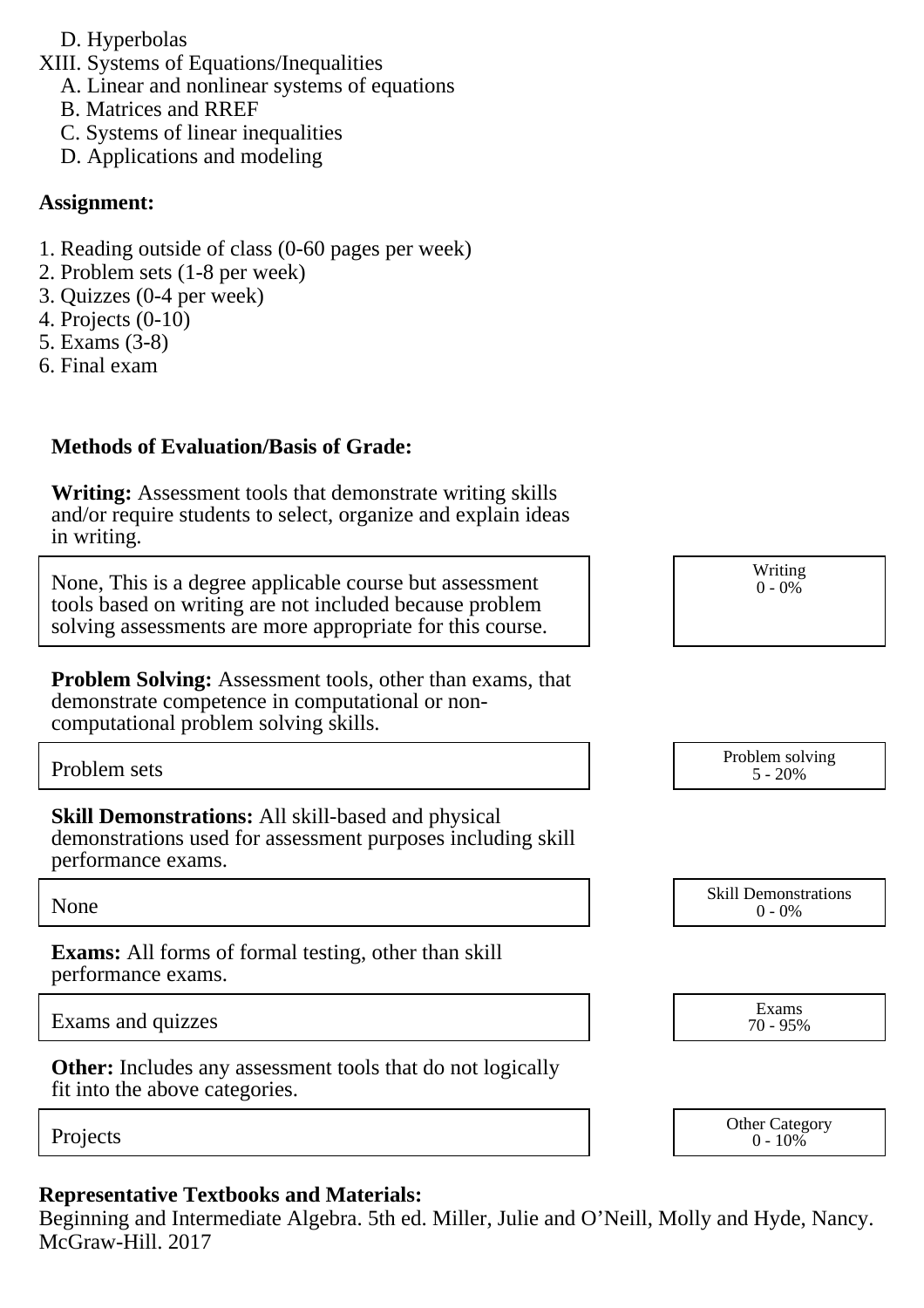D. Hyperbolas

XIII. Systems of Equations/Inequalities
   A. Linear and nonlinear systems of equations
   B. Matrices and RREF
   C. Systems of linear inequalities
   D. Applications and modeling

**Assignment:**

1. Reading outside of class (0-60 pages per week)
2. Problem sets (1-8 per week)
3. Quizzes (0-4 per week)
4. Projects (0-10)
5. Exams (3-8)
6. Final exam

**Methods of Evaluation/Basis of Grade:**

**Writing:** Assessment tools that demonstrate writing skills and/or require students to select, organize and explain ideas in writing.

| | |
|---|---|
| None, This is a degree applicable course but assessment tools based on writing are not included because problem solving assessments are more appropriate for this course. | Writing<br>0 - 0% |

**Problem Solving:** Assessment tools, other than exams, that demonstrate competence in computational or non-computational problem solving skills.

| | |
|---|---|
| Problem sets | Problem solving<br>5 - 20% |

**Skill Demonstrations:** All skill-based and physical demonstrations used for assessment purposes including skill performance exams.

| | |
|---|---|
| None | Skill Demonstrations<br>0 - 0% |

**Exams:** All forms of formal testing, other than skill performance exams.

| | |
|---|---|
| Exams and quizzes | Exams<br>70 - 95% |

**Other:** Includes any assessment tools that do not logically fit into the above categories.

| | |
|---|---|
| Projects | Other Category<br>0 - 10% |

**Representative Textbooks and Materials:**
Beginning and Intermediate Algebra. 5th ed. Miller, Julie and O'Neill, Molly and Hyde, Nancy. McGraw-Hill. 2017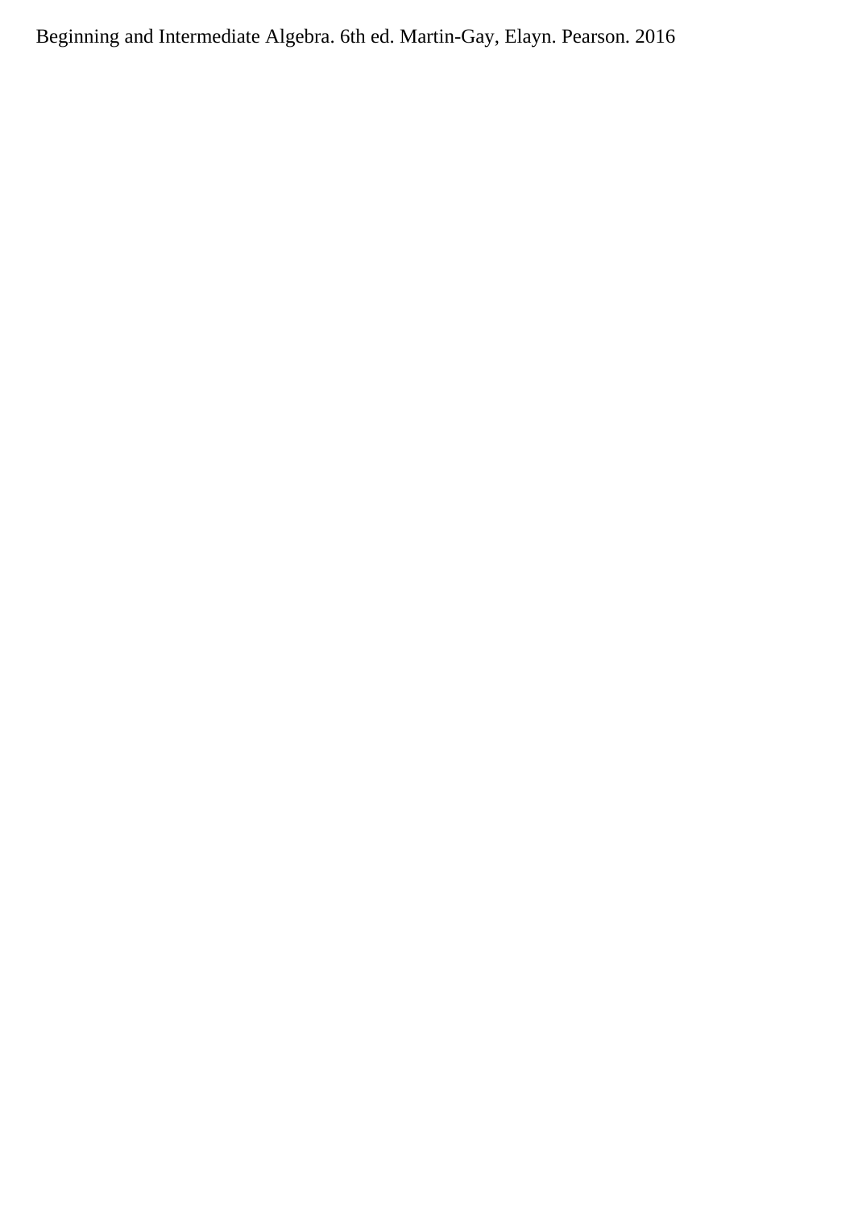Beginning and Intermediate Algebra. 6th ed. Martin-Gay, Elayn. Pearson. 2016